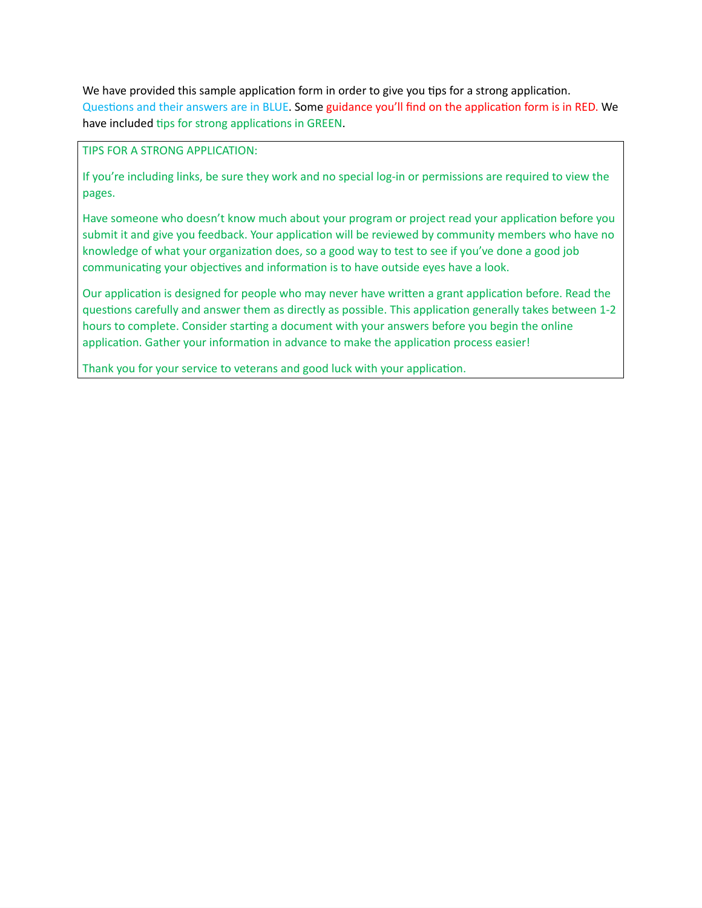We have provided this sample application form in order to give you tips for a strong application. Questions and their answers are in BLUE. Some guidance you'll find on the application form is in RED. We have included tips for strong applications in GREEN.

TIPS FOR A STRONG APPLICATION:

If you're including links, be sure they work and no special log-in or permissions are required to view the pages.

Have someone who doesn't know much about your program or project read your application before you submit it and give you feedback. Your application will be reviewed by community members who have no knowledge of what your organization does, so a good way to test to see if you've done a good job communicating your objectives and information is to have outside eyes have a look.

Our application is designed for people who may never have written a grant application before. Read the questions carefully and answer them as directly as possible. This application generally takes between 1-2 hours to complete. Consider starting a document with your answers before you begin the online application. Gather your information in advance to make the application process easier!

Thank you for your service to veterans and good luck with your application.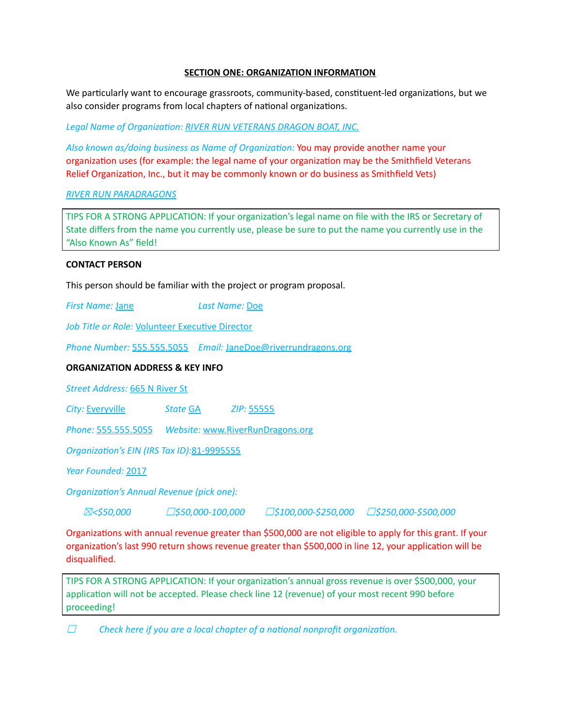## SECTION ONE: ORGANIZATION INFORMATION

We particularly want to encourage grassroots, community-based, constituent-led organizations, but we also consider programs from local chapters of national organizations.

*Legal Name of Organization:* RIVER RUN VETERANS DRAGON BOAT, INC.

*Also known as/doing business as Name of Organization:* You may provide another name your organization uses (for example: the legal name of your organization may be the Smithfield Veterans Relief Organization, Inc., but it may be commonly known or do business as Smithfield Vets)

RIVER RUN PARADRAGONS

> TIPS FOR A STRONG APPLICATION: If your organization's legal name on file with the IRS or Secretary of State differs from the name you currently use, please be sure to put the name you currently use in the "Also Known As" field!

**CONTACT PERSON**

This person should be familiar with the project or program proposal.

*First Name:* Jane *Last Name:* Doe

*Job Title or Role:* Volunteer Executive Director

*Phone Number:* 555.555.5055 *Email:* JaneDoe@riverrundragons.org

**ORGANIZATION ADDRESS & KEY INFO**

*Street Address:* 665 N River St

*City:* Everyville *State* GA *ZIP:* 55555

*Phone:* 555.555.5055 *Website:* www.RiverRunDragons.org

*Organization's EIN (IRS Tax ID):* 81-9995555

*Year Founded:* 2017

*Organization's Annual Revenue (pick one):*

☒<$50,000 ☐$50,000-100,000 ☐$100,000-$250,000 ☐$250,000-$500,000

Organizations with annual revenue greater than $500,000 are not eligible to apply for this grant. If your organization's last 990 return shows revenue greater than $500,000 in line 12, your application will be disqualified.

> TIPS FOR A STRONG APPLICATION: If your organization's annual gross revenue is over $500,000, your application will not be accepted. Please check line 12 (revenue) of your most recent 990 before proceeding!

☐ *Check here if you are a local chapter of a national nonprofit organization.*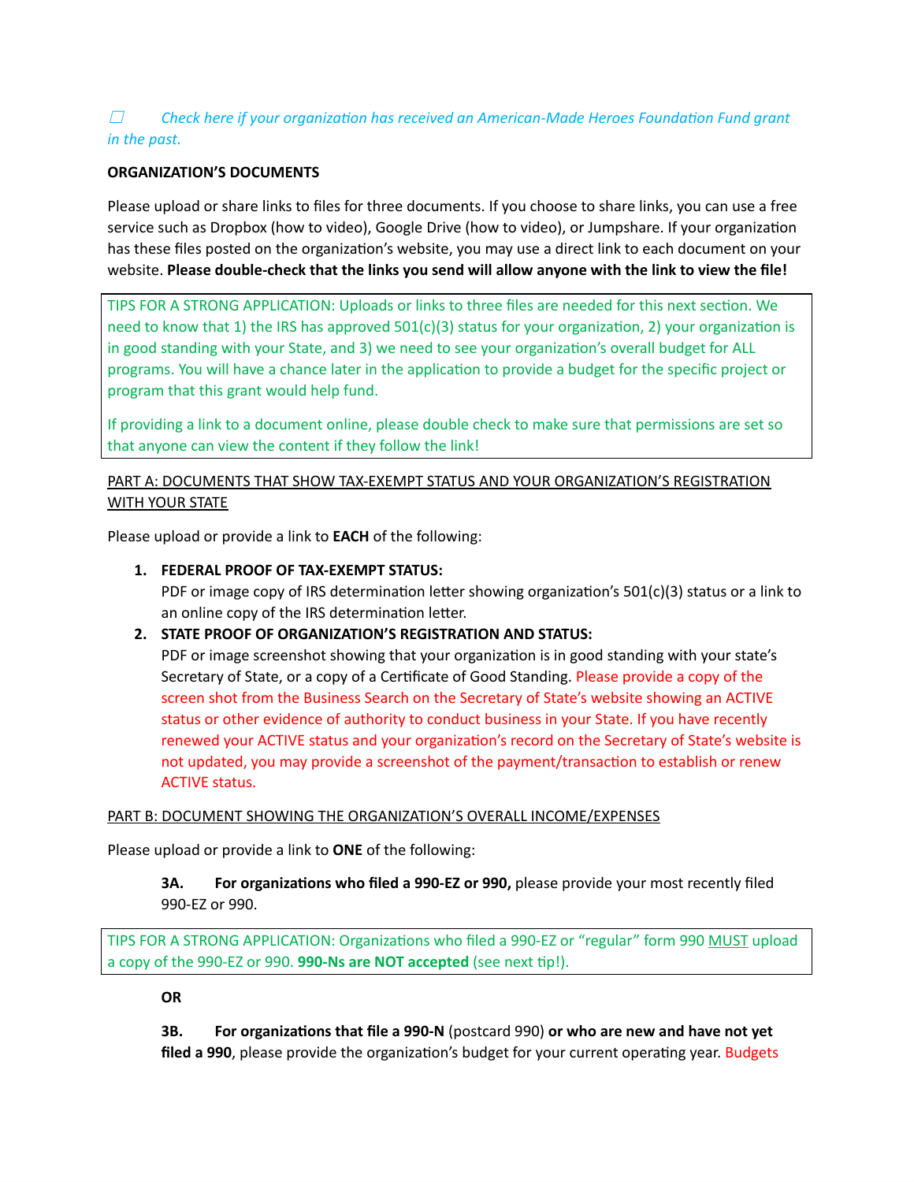☐ *Check here if your organization has received an American-Made Heroes Foundation Fund grant in the past.*

**ORGANIZATION'S DOCUMENTS**

Please upload or share links to files for three documents. If you choose to share links, you can use a free service such as Dropbox (how to video), Google Drive (how to video), or Jumpshare. If your organization has these files posted on the organization's website, you may use a direct link to each document on your website. **Please double-check that the links you send will allow anyone with the link to view the file!**

> TIPS FOR A STRONG APPLICATION: Uploads or links to three files are needed for this next section. We need to know that 1) the IRS has approved 501(c)(3) status for your organization, 2) your organization is in good standing with your State, and 3) we need to see your organization's overall budget for ALL programs. You will have a chance later in the application to provide a budget for the specific project or program that this grant would help fund.
>
> If providing a link to a document online, please double check to make sure that permissions are set so that anyone can view the content if they follow the link!

<u>PART A: DOCUMENTS THAT SHOW TAX-EXEMPT STATUS AND YOUR ORGANIZATION'S REGISTRATION WITH YOUR STATE</u>

Please upload or provide a link to **EACH** of the following:

1. **FEDERAL PROOF OF TAX-EXEMPT STATUS:**
   PDF or image copy of IRS determination letter showing organization's 501(c)(3) status or a link to an online copy of the IRS determination letter.
2. **STATE PROOF OF ORGANIZATION'S REGISTRATION AND STATUS:**
   PDF or image screenshot showing that your organization is in good standing with your state's Secretary of State, or a copy of a Certificate of Good Standing. Please provide a copy of the screen shot from the Business Search on the Secretary of State's website showing an ACTIVE status or other evidence of authority to conduct business in your State. If you have recently renewed your ACTIVE status and your organization's record on the Secretary of State's website is not updated, you may provide a screenshot of the payment/transaction to establish or renew ACTIVE status.

<u>PART B: DOCUMENT SHOWING THE ORGANIZATION'S OVERALL INCOME/EXPENSES</u>

Please upload or provide a link to **ONE** of the following:

**3A. For organizations who filed a 990-EZ or 990,** please provide your most recently filed 990-EZ or 990.

> TIPS FOR A STRONG APPLICATION: Organizations who filed a 990-EZ or "regular" form 990 <u>MUST</u> upload a copy of the 990-EZ or 990. **990-Ns are NOT accepted** (see next tip!).

**OR**

**3B. For organizations that file a 990-N** (postcard 990) **or who are new and have not yet filed a 990**, please provide the organization's budget for your current operating year. Budgets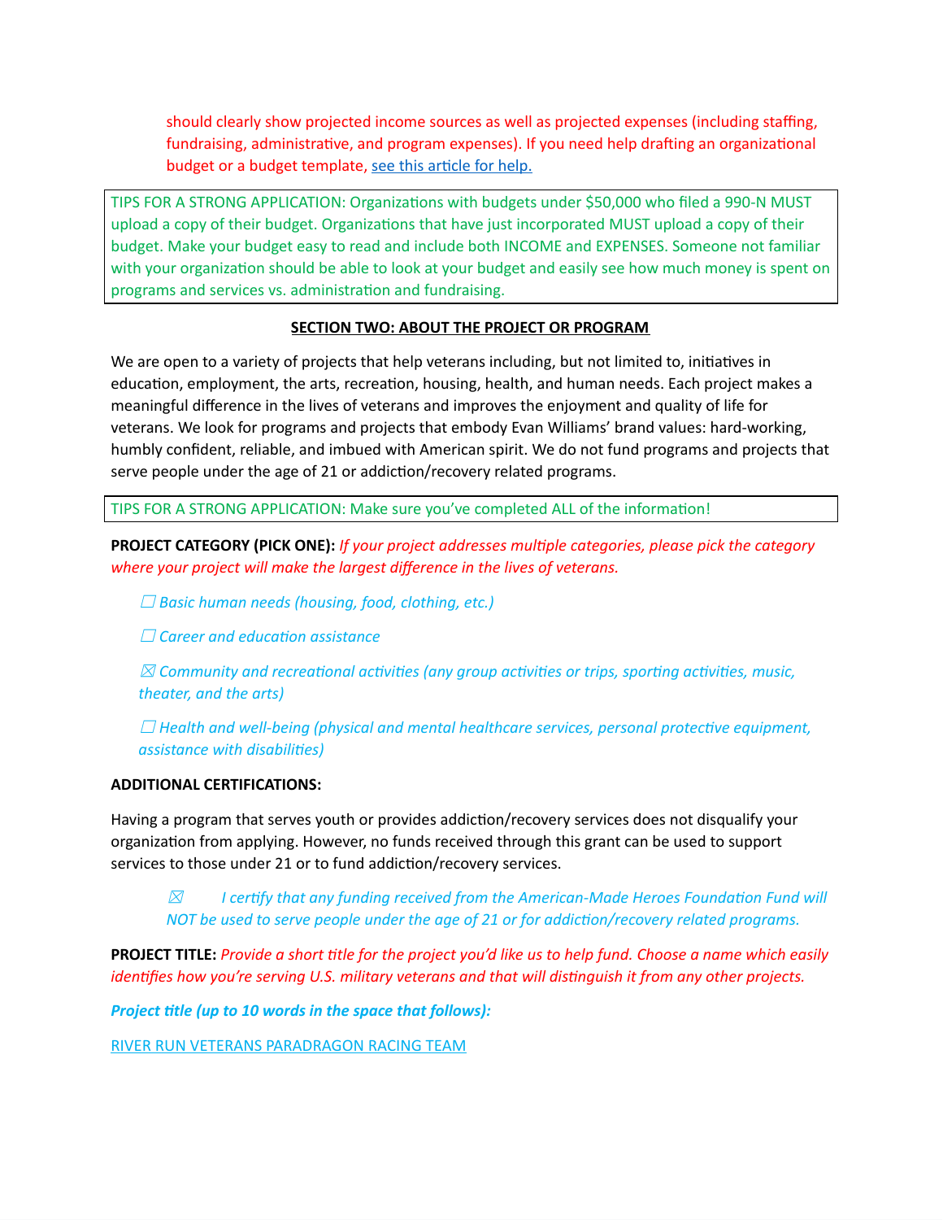should clearly show projected income sources as well as projected expenses (including staffing, fundraising, administrative, and program expenses). If you need help drafting an organizational budget or a budget template, [see this article for help.]()

TIPS FOR A STRONG APPLICATION: Organizations with budgets under $50,000 who filed a 990-N MUST upload a copy of their budget. Organizations that have just incorporated MUST upload a copy of their budget. Make your budget easy to read and include both INCOME and EXPENSES. Someone not familiar with your organization should be able to look at your budget and easily see how much money is spent on programs and services vs. administration and fundraising.

## SECTION TWO: ABOUT THE PROJECT OR PROGRAM

We are open to a variety of projects that help veterans including, but not limited to, initiatives in education, employment, the arts, recreation, housing, health, and human needs. Each project makes a meaningful difference in the lives of veterans and improves the enjoyment and quality of life for veterans. We look for programs and projects that embody Evan Williams' brand values: hard-working, humbly confident, reliable, and imbued with American spirit. We do not fund programs and projects that serve people under the age of 21 or addiction/recovery related programs.

TIPS FOR A STRONG APPLICATION: Make sure you've completed ALL of the information!

**PROJECT CATEGORY (PICK ONE):** *If your project addresses multiple categories, please pick the category where your project will make the largest difference in the lives of veterans.*

- ☐ *Basic human needs (housing, food, clothing, etc.)*
- ☐ *Career and education assistance*
- ☒ *Community and recreational activities (any group activities or trips, sporting activities, music, theater, and the arts)*
- ☐ *Health and well-being (physical and mental healthcare services, personal protective equipment, assistance with disabilities)*

**ADDITIONAL CERTIFICATIONS:**

Having a program that serves youth or provides addiction/recovery services does not disqualify your organization from applying. However, no funds received through this grant can be used to support services to those under 21 or to fund addiction/recovery services.

☒ *I certify that any funding received from the American-Made Heroes Foundation Fund will NOT be used to serve people under the age of 21 or for addiction/recovery related programs.*

**PROJECT TITLE:** *Provide a short title for the project you'd like us to help fund. Choose a name which easily identifies how you're serving U.S. military veterans and that will distinguish it from any other projects.*

***Project title (up to 10 words in the space that follows):***

RIVER RUN VETERANS PARADRAGON RACING TEAM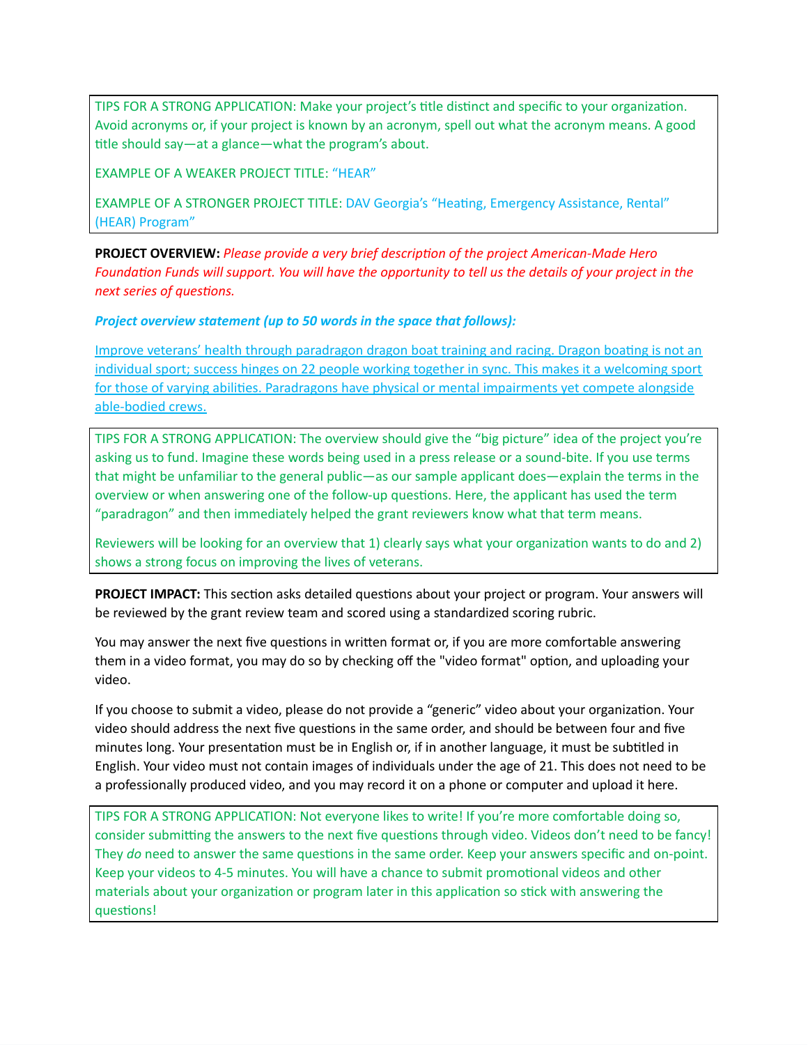TIPS FOR A STRONG APPLICATION: Make your project's title distinct and specific to your organization. Avoid acronyms or, if your project is known by an acronym, spell out what the acronym means. A good title should say—at a glance—what the program's about.

EXAMPLE OF A WEAKER PROJECT TITLE: "HEAR"

EXAMPLE OF A STRONGER PROJECT TITLE: DAV Georgia's "Heating, Emergency Assistance, Rental" (HEAR) Program"

**PROJECT OVERVIEW:** *Please provide a very brief description of the project American-Made Hero Foundation Funds will support. You will have the opportunity to tell us the details of your project in the next series of questions.*

***Project overview statement (up to 50 words in the space that follows):***

Improve veterans' health through paradragon dragon boat training and racing. Dragon boating is not an individual sport; success hinges on 22 people working together in sync. This makes it a welcoming sport for those of varying abilities. Paradragons have physical or mental impairments yet compete alongside able-bodied crews.

TIPS FOR A STRONG APPLICATION: The overview should give the "big picture" idea of the project you're asking us to fund. Imagine these words being used in a press release or a sound-bite. If you use terms that might be unfamiliar to the general public—as our sample applicant does—explain the terms in the overview or when answering one of the follow-up questions. Here, the applicant has used the term "paradragon" and then immediately helped the grant reviewers know what that term means.

Reviewers will be looking for an overview that 1) clearly says what your organization wants to do and 2) shows a strong focus on improving the lives of veterans.

**PROJECT IMPACT:** This section asks detailed questions about your project or program. Your answers will be reviewed by the grant review team and scored using a standardized scoring rubric.

You may answer the next five questions in written format or, if you are more comfortable answering them in a video format, you may do so by checking off the "video format" option, and uploading your video.

If you choose to submit a video, please do not provide a "generic" video about your organization. Your video should address the next five questions in the same order, and should be between four and five minutes long. Your presentation must be in English or, if in another language, it must be subtitled in English. Your video must not contain images of individuals under the age of 21. This does not need to be a professionally produced video, and you may record it on a phone or computer and upload it here.

TIPS FOR A STRONG APPLICATION: Not everyone likes to write! If you're more comfortable doing so, consider submitting the answers to the next five questions through video. Videos don't need to be fancy! They *do* need to answer the same questions in the same order. Keep your answers specific and on-point. Keep your videos to 4-5 minutes. You will have a chance to submit promotional videos and other materials about your organization or program later in this application so stick with answering the questions!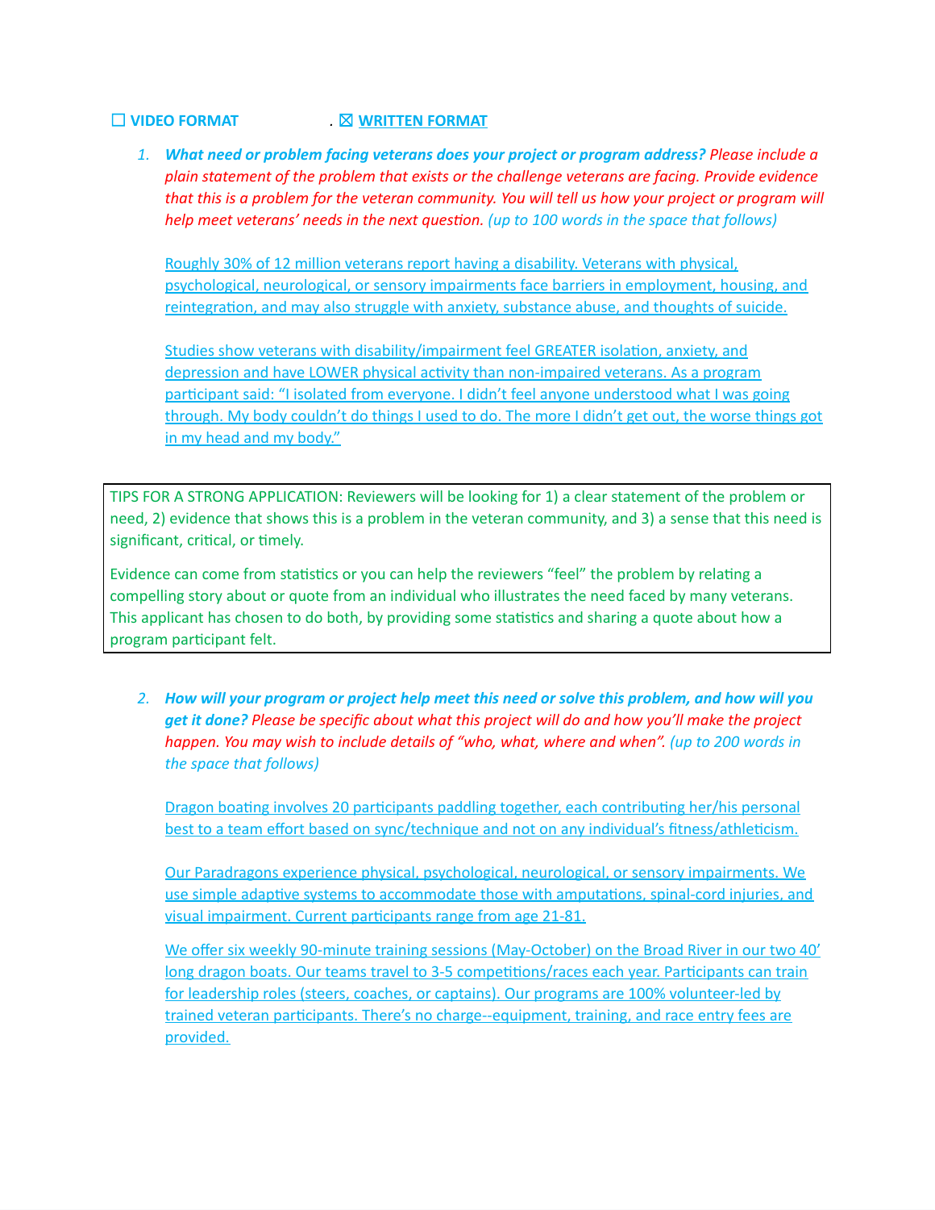☐ **VIDEO FORMAT** . ☒ **WRITTEN FORMAT**

1. ***What need or problem facing veterans does your project or program address?*** *Please include a plain statement of the problem that exists or the challenge veterans are facing. Provide evidence that this is a problem for the veteran community. You will tell us how your project or program will help meet veterans' needs in the next question. (up to 100 words in the space that follows)*

   Roughly 30% of 12 million veterans report having a disability. Veterans with physical, psychological, neurological, or sensory impairments face barriers in employment, housing, and reintegration, and may also struggle with anxiety, substance abuse, and thoughts of suicide.

   Studies show veterans with disability/impairment feel GREATER isolation, anxiety, and depression and have LOWER physical activity than non-impaired veterans. As a program participant said: "I isolated from everyone. I didn't feel anyone understood what I was going through. My body couldn't do things I used to do. The more I didn't get out, the worse things got in my head and my body."

> TIPS FOR A STRONG APPLICATION: Reviewers will be looking for 1) a clear statement of the problem or need, 2) evidence that shows this is a problem in the veteran community, and 3) a sense that this need is significant, critical, or timely.
>
> Evidence can come from statistics or you can help the reviewers "feel" the problem by relating a compelling story about or quote from an individual who illustrates the need faced by many veterans. This applicant has chosen to do both, by providing some statistics and sharing a quote about how a program participant felt.

2. ***How will your program or project help meet this need or solve this problem, and how will you get it done?*** *Please be specific about what this project will do and how you'll make the project happen. You may wish to include details of "who, what, where and when". (up to 200 words in the space that follows)*

   Dragon boating involves 20 participants paddling together, each contributing her/his personal best to a team effort based on sync/technique and not on any individual's fitness/athleticism.

   Our Paradragons experience physical, psychological, neurological, or sensory impairments. We use simple adaptive systems to accommodate those with amputations, spinal-cord injuries, and visual impairment. Current participants range from age 21-81.

   We offer six weekly 90-minute training sessions (May-October) on the Broad River in our two 40' long dragon boats. Our teams travel to 3-5 competitions/races each year. Participants can train for leadership roles (steers, coaches, or captains). Our programs are 100% volunteer-led by trained veteran participants. There's no charge--equipment, training, and race entry fees are provided.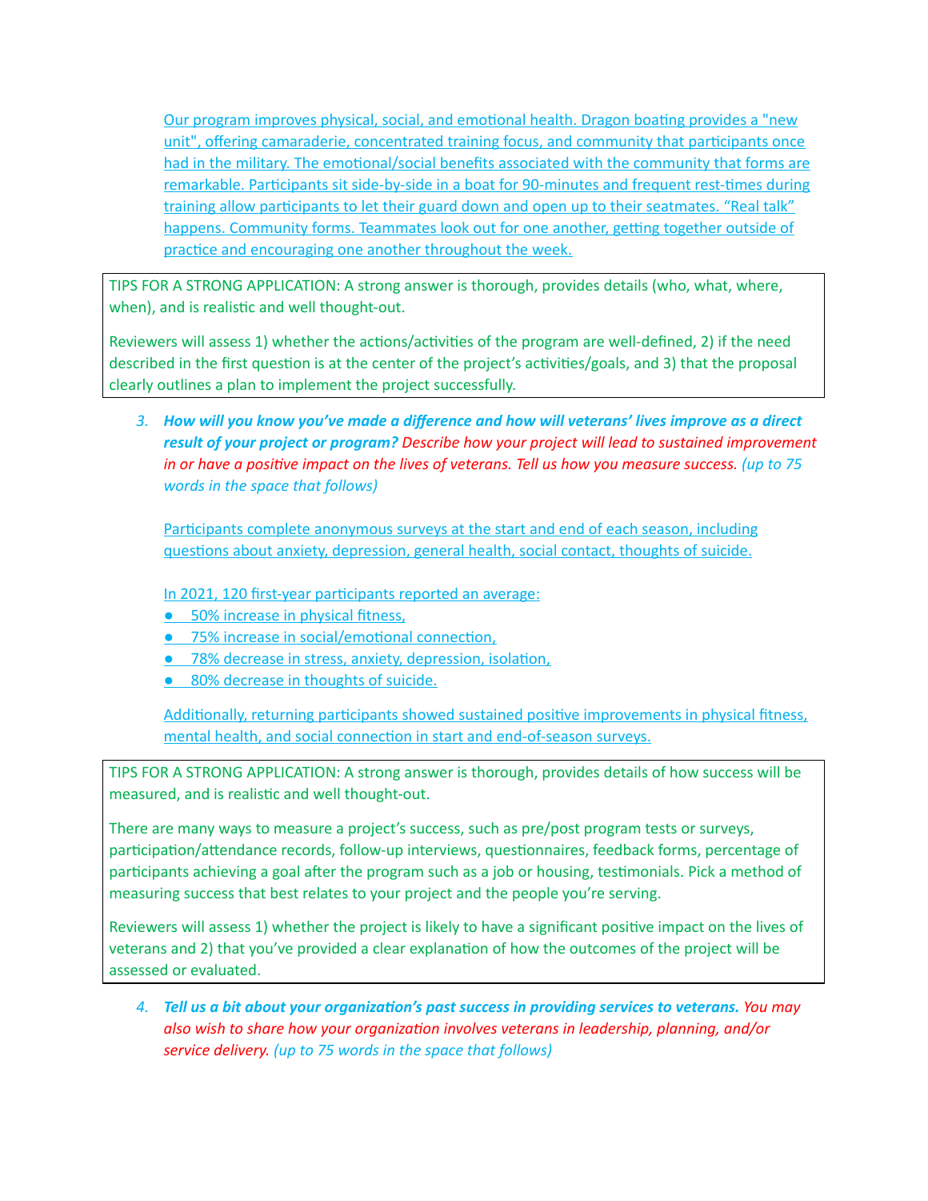Our program improves physical, social, and emotional health. Dragon boating provides a "new unit", offering camaraderie, concentrated training focus, and community that participants once had in the military. The emotional/social benefits associated with the community that forms are remarkable. Participants sit side-by-side in a boat for 90-minutes and frequent rest-times during training allow participants to let their guard down and open up to their seatmates. "Real talk" happens. Community forms. Teammates look out for one another, getting together outside of practice and encouraging one another throughout the week.

> TIPS FOR A STRONG APPLICATION: A strong answer is thorough, provides details (who, what, where, when), and is realistic and well thought-out.
>
> Reviewers will assess 1) whether the actions/activities of the program are well-defined, 2) if the need described in the first question is at the center of the project's activities/goals, and 3) that the proposal clearly outlines a plan to implement the project successfully.

3. ***How will you know you've made a difference and how will veterans' lives improve as a direct result of your project or program?*** *Describe how your project will lead to sustained improvement in or have a positive impact on the lives of veterans. Tell us how you measure success. (up to 75 words in the space that follows)*

   Participants complete anonymous surveys at the start and end of each season, including questions about anxiety, depression, general health, social contact, thoughts of suicide.

   In 2021, 120 first-year participants reported an average:
   - 50% increase in physical fitness,
   - 75% increase in social/emotional connection,
   - 78% decrease in stress, anxiety, depression, isolation,
   - 80% decrease in thoughts of suicide.

   Additionally, returning participants showed sustained positive improvements in physical fitness, mental health, and social connection in start and end-of-season surveys.

> TIPS FOR A STRONG APPLICATION: A strong answer is thorough, provides details of how success will be measured, and is realistic and well thought-out.
>
> There are many ways to measure a project's success, such as pre/post program tests or surveys, participation/attendance records, follow-up interviews, questionnaires, feedback forms, percentage of participants achieving a goal after the program such as a job or housing, testimonials. Pick a method of measuring success that best relates to your project and the people you're serving.
>
> Reviewers will assess 1) whether the project is likely to have a significant positive impact on the lives of veterans and 2) that you've provided a clear explanation of how the outcomes of the project will be assessed or evaluated.

4. ***Tell us a bit about your organization's past success in providing services to veterans.*** *You may also wish to share how your organization involves veterans in leadership, planning, and/or service delivery. (up to 75 words in the space that follows)*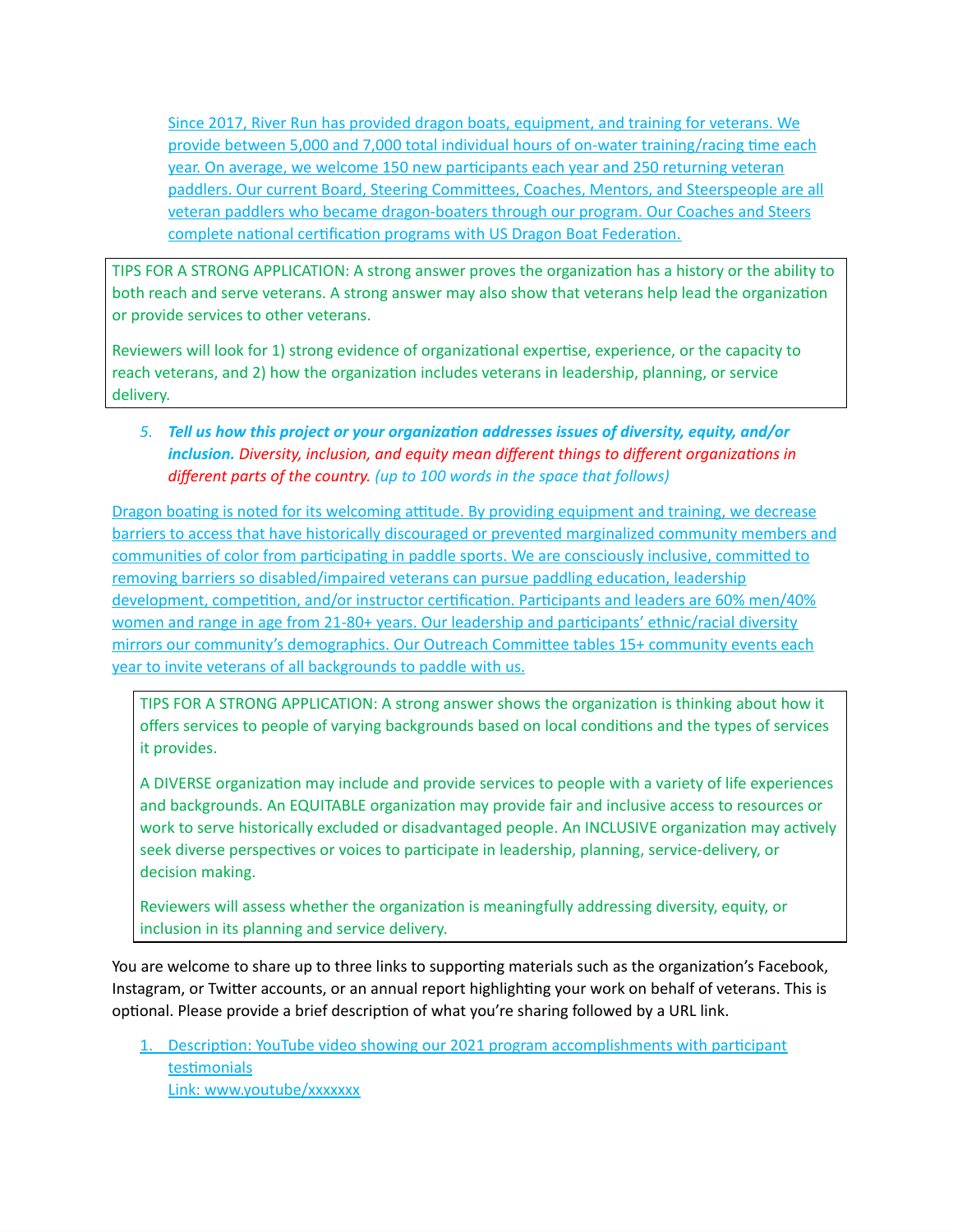Since 2017, River Run has provided dragon boats, equipment, and training for veterans. We provide between 5,000 and 7,000 total individual hours of on-water training/racing time each year. On average, we welcome 150 new participants each year and 250 returning veteran paddlers. Our current Board, Steering Committees, Coaches, Mentors, and Steerspeople are all veteran paddlers who became dragon-boaters through our program. Our Coaches and Steers complete national certification programs with US Dragon Boat Federation.

> TIPS FOR A STRONG APPLICATION: A strong answer proves the organization has a history or the ability to both reach and serve veterans. A strong answer may also show that veterans help lead the organization or provide services to other veterans.
>
> Reviewers will look for 1) strong evidence of organizational expertise, experience, or the capacity to reach veterans, and 2) how the organization includes veterans in leadership, planning, or service delivery.

5. ***Tell us how this project or your organization addresses issues of diversity, equity, and/or inclusion.*** *Diversity, inclusion, and equity mean different things to different organizations in different parts of the country.* *(up to 100 words in the space that follows)*

Dragon boating is noted for its welcoming attitude. By providing equipment and training, we decrease barriers to access that have historically discouraged or prevented marginalized community members and communities of color from participating in paddle sports. We are consciously inclusive, committed to removing barriers so disabled/impaired veterans can pursue paddling education, leadership development, competition, and/or instructor certification. Participants and leaders are 60% men/40% women and range in age from 21-80+ years. Our leadership and participants' ethnic/racial diversity mirrors our community's demographics. Our Outreach Committee tables 15+ community events each year to invite veterans of all backgrounds to paddle with us.

> TIPS FOR A STRONG APPLICATION: A strong answer shows the organization is thinking about how it offers services to people of varying backgrounds based on local conditions and the types of services it provides.
>
> A DIVERSE organization may include and provide services to people with a variety of life experiences and backgrounds. An EQUITABLE organization may provide fair and inclusive access to resources or work to serve historically excluded or disadvantaged people. An INCLUSIVE organization may actively seek diverse perspectives or voices to participate in leadership, planning, service-delivery, or decision making.
>
> Reviewers will assess whether the organization is meaningfully addressing diversity, equity, or inclusion in its planning and service delivery.

You are welcome to share up to three links to supporting materials such as the organization's Facebook, Instagram, or Twitter accounts, or an annual report highlighting your work on behalf of veterans. This is optional. Please provide a brief description of what you're sharing followed by a URL link.

1. Description: YouTube video showing our 2021 program accomplishments with participant testimonials
   Link: www.youtube/xxxxxxx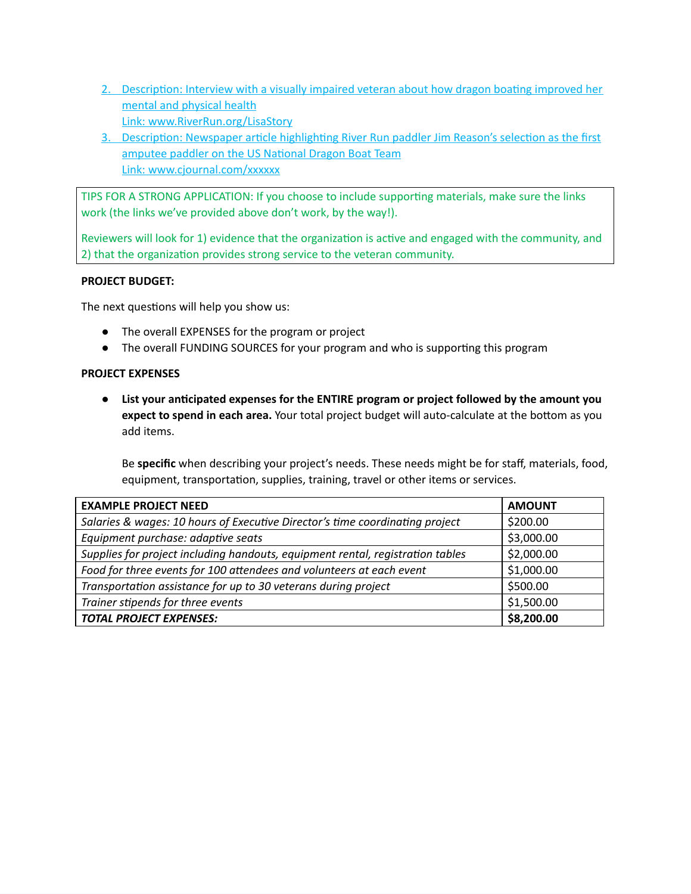2. Description: Interview with a visually impaired veteran about how dragon boating improved her mental and physical health
   Link: www.RiverRun.org/LisaStory
3. Description: Newspaper article highlighting River Run paddler Jim Reason's selection as the first amputee paddler on the US National Dragon Boat Team
   Link: www.cjournal.com/xxxxxx

> TIPS FOR A STRONG APPLICATION: If you choose to include supporting materials, make sure the links work (the links we've provided above don't work, by the way!).
>
> Reviewers will look for 1) evidence that the organization is active and engaged with the community, and 2) that the organization provides strong service to the veteran community.

**PROJECT BUDGET:**

The next questions will help you show us:

- The overall EXPENSES for the program or project
- The overall FUNDING SOURCES for your program and who is supporting this program

**PROJECT EXPENSES**

- **List your anticipated expenses for the ENTIRE program or project followed by the amount you expect to spend in each area.** Your total project budget will auto-calculate at the bottom as you add items.

  Be **specific** when describing your project's needs. These needs might be for staff, materials, food, equipment, transportation, supplies, training, travel or other items or services.

| EXAMPLE PROJECT NEED | AMOUNT |
|---|---|
| *Salaries & wages: 10 hours of Executive Director's time coordinating project* | $200.00 |
| *Equipment purchase: adaptive seats* | $3,000.00 |
| *Supplies for project including handouts, equipment rental, registration tables* | $2,000.00 |
| *Food for three events for 100 attendees and volunteers at each event* | $1,000.00 |
| *Transportation assistance for up to 30 veterans during project* | $500.00 |
| *Trainer stipends for three events* | $1,500.00 |
| ***TOTAL PROJECT EXPENSES:*** | **$8,200.00** |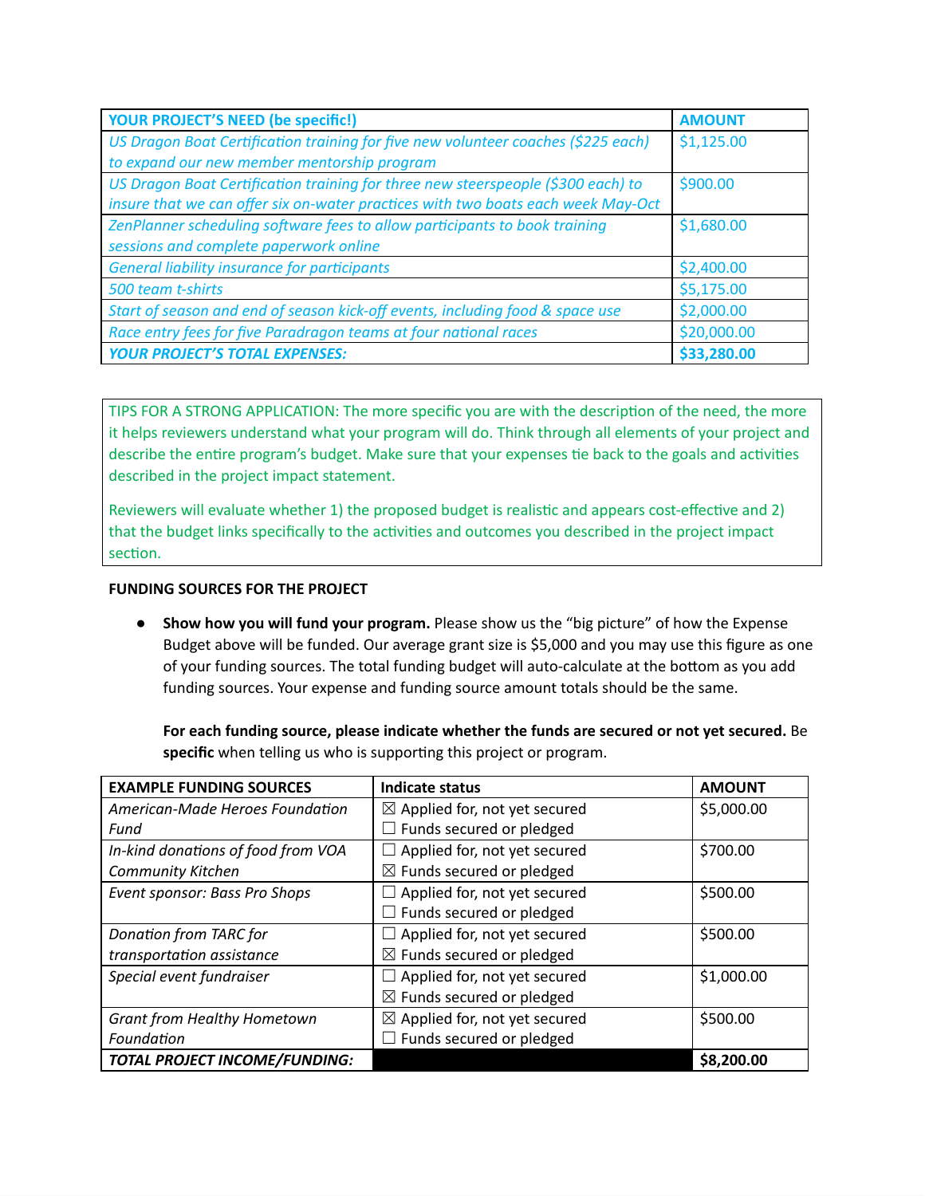| YOUR PROJECT'S NEED (be specific!) | AMOUNT |
|---|---|
| *US Dragon Boat Certification training for five new volunteer coaches ($225 each) to expand our new member mentorship program* | $1,125.00 |
| *US Dragon Boat Certification training for three new steerspeople ($300 each) to insure that we can offer six on-water practices with two boats each week May-Oct* | $900.00 |
| *ZenPlanner scheduling software fees to allow participants to book training sessions and complete paperwork online* | $1,680.00 |
| *General liability insurance for participants* | $2,400.00 |
| *500 team t-shirts* | $5,175.00 |
| *Start of season and end of season kick-off events, including food & space use* | $2,000.00 |
| *Race entry fees for five Paradragon teams at four national races* | $20,000.00 |
| ***YOUR PROJECT'S TOTAL EXPENSES:*** | **$33,280.00** |

TIPS FOR A STRONG APPLICATION: The more specific you are with the description of the need, the more it helps reviewers understand what your program will do. Think through all elements of your project and describe the entire program's budget. Make sure that your expenses tie back to the goals and activities described in the project impact statement.

Reviewers will evaluate whether 1) the proposed budget is realistic and appears cost-effective and 2) that the budget links specifically to the activities and outcomes you described in the project impact section.

**FUNDING SOURCES FOR THE PROJECT**

- **Show how you will fund your program.** Please show us the "big picture" of how the Expense Budget above will be funded. Our average grant size is $5,000 and you may use this figure as one of your funding sources. The total funding budget will auto-calculate at the bottom as you add funding sources. Your expense and funding source amount totals should be the same.

  **For each funding source, please indicate whether the funds are secured or not yet secured.** Be **specific** when telling us who is supporting this project or program.

| EXAMPLE FUNDING SOURCES | Indicate status | AMOUNT |
|---|---|---|
| *American-Made Heroes Foundation Fund* | ☒ Applied for, not yet secured<br>☐ Funds secured or pledged | $5,000.00 |
| *In-kind donations of food from VOA Community Kitchen* | ☐ Applied for, not yet secured<br>☒ Funds secured or pledged | $700.00 |
| *Event sponsor: Bass Pro Shops* | ☐ Applied for, not yet secured<br>☐ Funds secured or pledged | $500.00 |
| *Donation from TARC for transportation assistance* | ☐ Applied for, not yet secured<br>☒ Funds secured or pledged | $500.00 |
| *Special event fundraiser* | ☐ Applied for, not yet secured<br>☒ Funds secured or pledged | $1,000.00 |
| *Grant from Healthy Hometown Foundation* | ☒ Applied for, not yet secured<br>☐ Funds secured or pledged | $500.00 |
| ***TOTAL PROJECT INCOME/FUNDING:*** | | **$8,200.00** |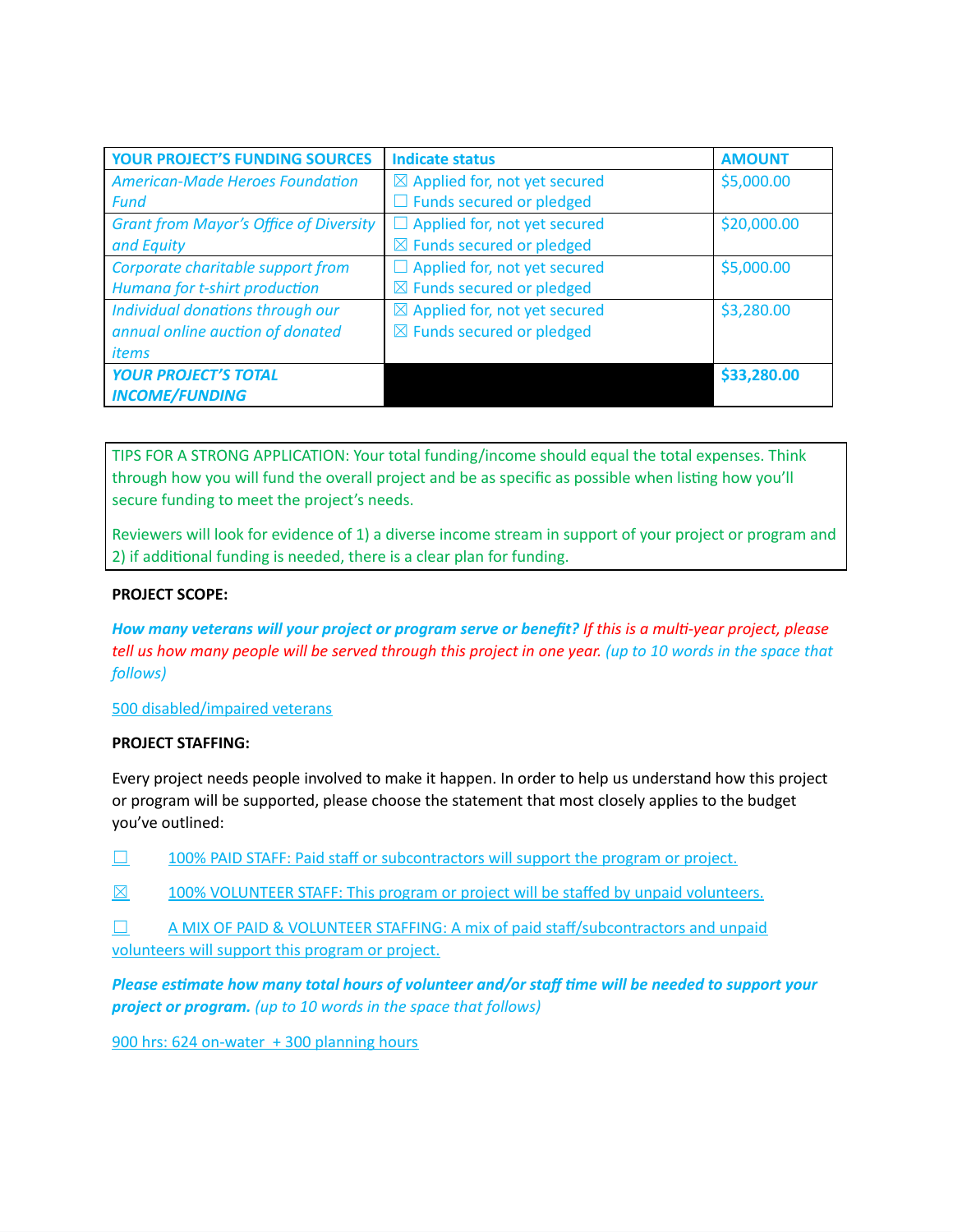| YOUR PROJECT'S FUNDING SOURCES | Indicate status | AMOUNT |
|---|---|---|
| *American-Made Heroes Foundation Fund* | ☒ Applied for, not yet secured<br>☐ Funds secured or pledged | $5,000.00 |
| *Grant from Mayor's Office of Diversity and Equity* | ☐ Applied for, not yet secured<br>☒ Funds secured or pledged | $20,000.00 |
| *Corporate charitable support from Humana for t-shirt production* | ☐ Applied for, not yet secured<br>☒ Funds secured or pledged | $5,000.00 |
| *Individual donations through our annual online auction of donated items* | ☒ Applied for, not yet secured<br>☒ Funds secured or pledged | $3,280.00 |
| ***YOUR PROJECT'S TOTAL INCOME/FUNDING*** | | **$33,280.00** |

TIPS FOR A STRONG APPLICATION: Your total funding/income should equal the total expenses. Think through how you will fund the overall project and be as specific as possible when listing how you'll secure funding to meet the project's needs.

Reviewers will look for evidence of 1) a diverse income stream in support of your project or program and 2) if additional funding is needed, there is a clear plan for funding.

**PROJECT SCOPE:**

***How many veterans will your project or program serve or benefit?*** *If this is a multi-year project, please tell us how many people will be served through this project in one year. (up to 10 words in the space that follows)*

500 disabled/impaired veterans

**PROJECT STAFFING:**

Every project needs people involved to make it happen. In order to help us understand how this project or program will be supported, please choose the statement that most closely applies to the budget you've outlined:

☐ 100% PAID STAFF: Paid staff or subcontractors will support the program or project.

☒ 100% VOLUNTEER STAFF: This program or project will be staffed by unpaid volunteers.

☐ A MIX OF PAID & VOLUNTEER STAFFING: A mix of paid staff/subcontractors and unpaid volunteers will support this program or project.

***Please estimate how many total hours of volunteer and/or staff time will be needed to support your project or program.*** *(up to 10 words in the space that follows)*

900 hrs: 624 on-water + 300 planning hours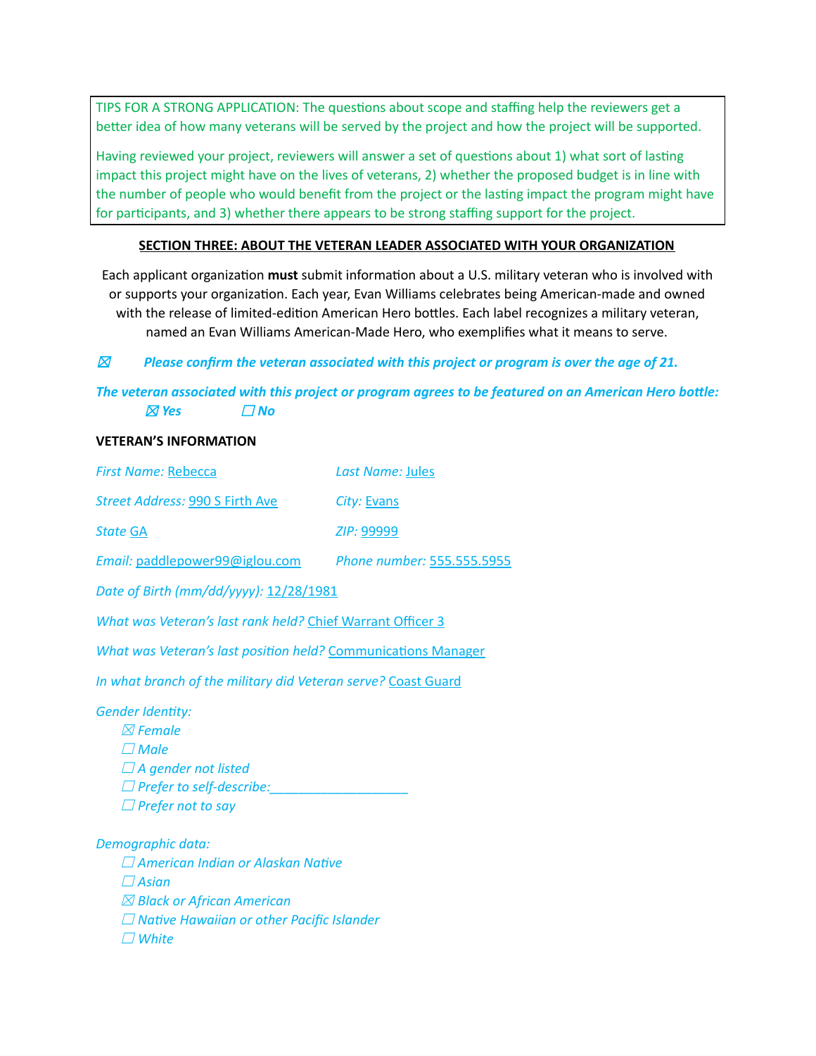TIPS FOR A STRONG APPLICATION: The questions about scope and staffing help the reviewers get a better idea of how many veterans will be served by the project and how the project will be supported.

Having reviewed your project, reviewers will answer a set of questions about 1) what sort of lasting impact this project might have on the lives of veterans, 2) whether the proposed budget is in line with the number of people who would benefit from the project or the lasting impact the program might have for participants, and 3) whether there appears to be strong staffing support for the project.

## SECTION THREE: ABOUT THE VETERAN LEADER ASSOCIATED WITH YOUR ORGANIZATION

Each applicant organization **must** submit information about a U.S. military veteran who is involved with or supports your organization. Each year, Evan Williams celebrates being American-made and owned with the release of limited-edition American Hero bottles. Each label recognizes a military veteran, named an Evan Williams American-Made Hero, who exemplifies what it means to serve.

☒ ***Please confirm the veteran associated with this project or program is over the age of 21.***

***The veteran associated with this project or program agrees to be featured on an American Hero bottle:***
***☒ Yes ☐ No***

**VETERAN'S INFORMATION**

*First Name:* Rebecca
*Last Name:* Jules

*Street Address:* 990 S Firth Ave
*City:* Evans

*State* GA
*ZIP:* 99999

*Email:* paddlepower99@iglou.com
*Phone number:* 555.555.5955

*Date of Birth (mm/dd/yyyy):* 12/28/1981

*What was Veteran's last rank held?* Chief Warrant Officer 3

*What was Veteran's last position held?* Communications Manager

*In what branch of the military did Veteran serve?* Coast Guard

*Gender Identity:*
- ☒ *Female*
- ☐ *Male*
- ☐ *A gender not listed*
- ☐ *Prefer to self-describe:*___________________
- ☐ *Prefer not to say*

*Demographic data:*
- ☐ *American Indian or Alaskan Native*
- ☐ *Asian*
- ☒ *Black or African American*
- ☐ *Native Hawaiian or other Pacific Islander*
- ☐ *White*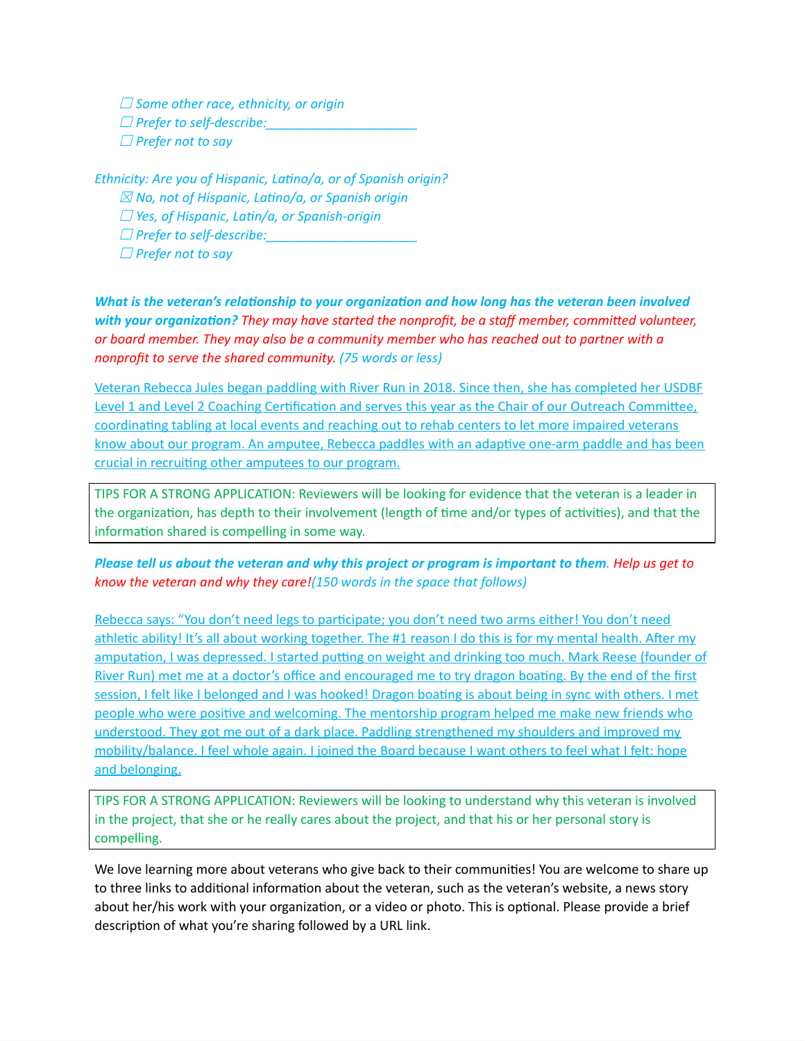☐ *Some other race, ethnicity, or origin*
☐ *Prefer to self-describe:______________________*
☐ *Prefer not to say*

*Ethnicity: Are you of Hispanic, Latino/a, or of Spanish origin?*
☒ *No, not of Hispanic, Latino/a, or Spanish origin*
☐ *Yes, of Hispanic, Latin/a, or Spanish-origin*
☐ *Prefer to self-describe:______________________*
☐ *Prefer not to say*

***What is the veteran's relationship to your organization and how long has the veteran been involved with your organization?*** *They may have started the nonprofit, be a staff member, committed volunteer, or board member. They may also be a community member who has reached out to partner with a nonprofit to serve the shared community. (75 words or less)*

Veteran Rebecca Jules began paddling with River Run in 2018. Since then, she has completed her USDBF Level 1 and Level 2 Coaching Certification and serves this year as the Chair of our Outreach Committee, coordinating tabling at local events and reaching out to rehab centers to let more impaired veterans know about our program. An amputee, Rebecca paddles with an adaptive one-arm paddle and has been crucial in recruiting other amputees to our program.

> TIPS FOR A STRONG APPLICATION: Reviewers will be looking for evidence that the veteran is a leader in the organization, has depth to their involvement (length of time and/or types of activities), and that the information shared is compelling in some way.

***Please tell us about the veteran and why this project or program is important to them***. *Help us get to know the veteran and why they care!(150 words in the space that follows)*

Rebecca says: "You don't need legs to participate; you don't need two arms either! You don't need athletic ability! It's all about working together. The #1 reason I do this is for my mental health. After my amputation, I was depressed. I started putting on weight and drinking too much. Mark Reese (founder of River Run) met me at a doctor's office and encouraged me to try dragon boating. By the end of the first session, I felt like I belonged and I was hooked! Dragon boating is about being in sync with others. I met people who were positive and welcoming. The mentorship program helped me make new friends who understood. They got me out of a dark place. Paddling strengthened my shoulders and improved my mobility/balance. I feel whole again. I joined the Board because I want others to feel what I felt: hope and belonging.

> TIPS FOR A STRONG APPLICATION: Reviewers will be looking to understand why this veteran is involved in the project, that she or he really cares about the project, and that his or her personal story is compelling.

We love learning more about veterans who give back to their communities! You are welcome to share up to three links to additional information about the veteran, such as the veteran's website, a news story about her/his work with your organization, or a video or photo. This is optional. Please provide a brief description of what you're sharing followed by a URL link.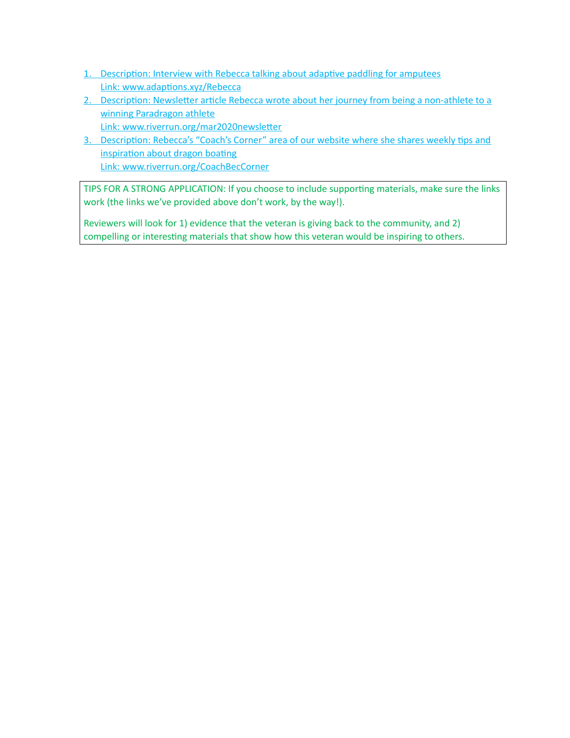1. Description: Interview with Rebecca talking about adaptive paddling for amputees
   Link: www.adaptions.xyz/Rebecca
2. Description: Newsletter article Rebecca wrote about her journey from being a non-athlete to a winning Paradragon athlete
   Link: www.riverrun.org/mar2020newsletter
3. Description: Rebecca's "Coach's Corner" area of our website where she shares weekly tips and inspiration about dragon boating
   Link: www.riverrun.org/CoachBecCorner

> TIPS FOR A STRONG APPLICATION: If you choose to include supporting materials, make sure the links work (the links we've provided above don't work, by the way!).
>
> Reviewers will look for 1) evidence that the veteran is giving back to the community, and 2) compelling or interesting materials that show how this veteran would be inspiring to others.